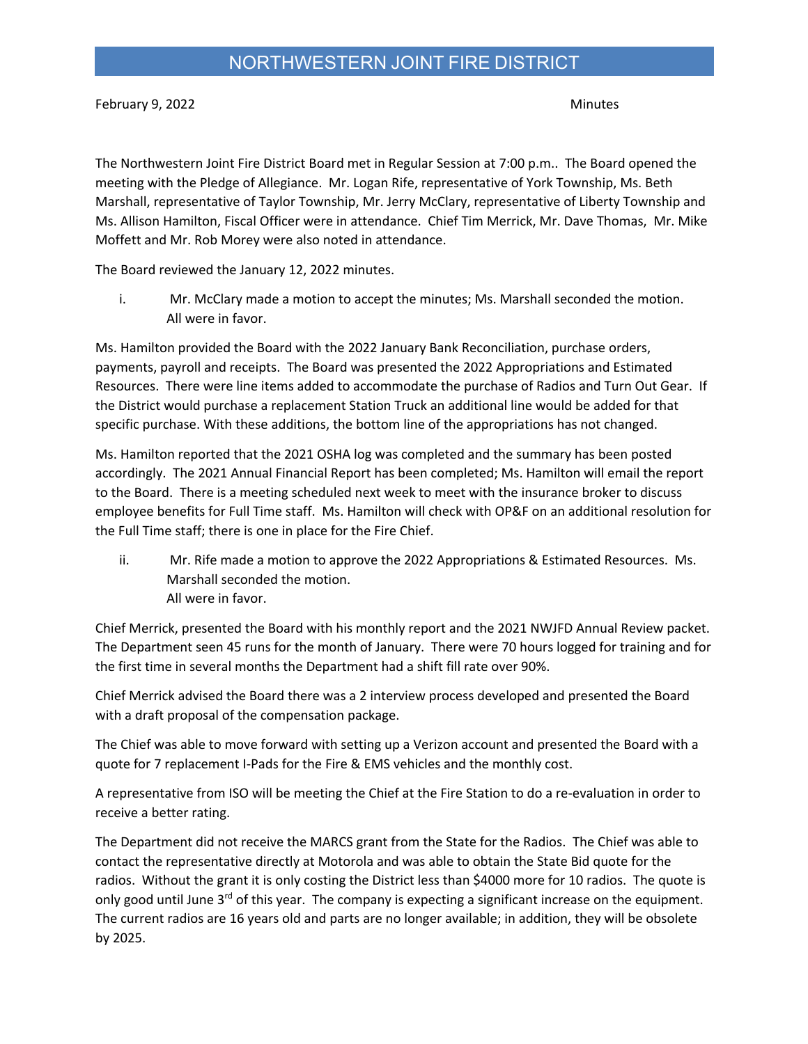# NORTHWESTERN JOINT FIRE DISTRICT

February 9, 2022 Minutes

The Northwestern Joint Fire District Board met in Regular Session at 7:00 p.m.. The Board opened the meeting with the Pledge of Allegiance. Mr. Logan Rife, representative of York Township, Ms. Beth Marshall, representative of Taylor Township, Mr. Jerry McClary, representative of Liberty Township and Ms. Allison Hamilton, Fiscal Officer were in attendance. Chief Tim Merrick, Mr. Dave Thomas, Mr. Mike Moffett and Mr. Rob Morey were also noted in attendance.

The Board reviewed the January 12, 2022 minutes.

i. Mr. McClary made a motion to accept the minutes; Ms. Marshall seconded the motion. All were in favor.

Ms. Hamilton provided the Board with the 2022 January Bank Reconciliation, purchase orders, payments, payroll and receipts. The Board was presented the 2022 Appropriations and Estimated Resources. There were line items added to accommodate the purchase of Radios and Turn Out Gear. If the District would purchase a replacement Station Truck an additional line would be added for that specific purchase. With these additions, the bottom line of the appropriations has not changed.

Ms. Hamilton reported that the 2021 OSHA log was completed and the summary has been posted accordingly. The 2021 Annual Financial Report has been completed; Ms. Hamilton will email the report to the Board. There is a meeting scheduled next week to meet with the insurance broker to discuss employee benefits for Full Time staff. Ms. Hamilton will check with OP&F on an additional resolution for the Full Time staff; there is one in place for the Fire Chief.

ii. Mr. Rife made a motion to approve the 2022 Appropriations & Estimated Resources. Ms. Marshall seconded the motion.
All were in favor.

Chief Merrick, presented the Board with his monthly report and the 2021 NWJFD Annual Review packet. The Department seen 45 runs for the month of January. There were 70 hours logged for training and for the first time in several months the Department had a shift fill rate over 90%.

Chief Merrick advised the Board there was a 2 interview process developed and presented the Board with a draft proposal of the compensation package.

The Chief was able to move forward with setting up a Verizon account and presented the Board with a quote for 7 replacement I-Pads for the Fire & EMS vehicles and the monthly cost.

A representative from ISO will be meeting the Chief at the Fire Station to do a re-evaluation in order to receive a better rating.

The Department did not receive the MARCS grant from the State for the Radios. The Chief was able to contact the representative directly at Motorola and was able to obtain the State Bid quote for the radios. Without the grant it is only costing the District less than $4000 more for 10 radios. The quote is only good until June 3rd of this year. The company is expecting a significant increase on the equipment. The current radios are 16 years old and parts are no longer available; in addition, they will be obsolete by 2025.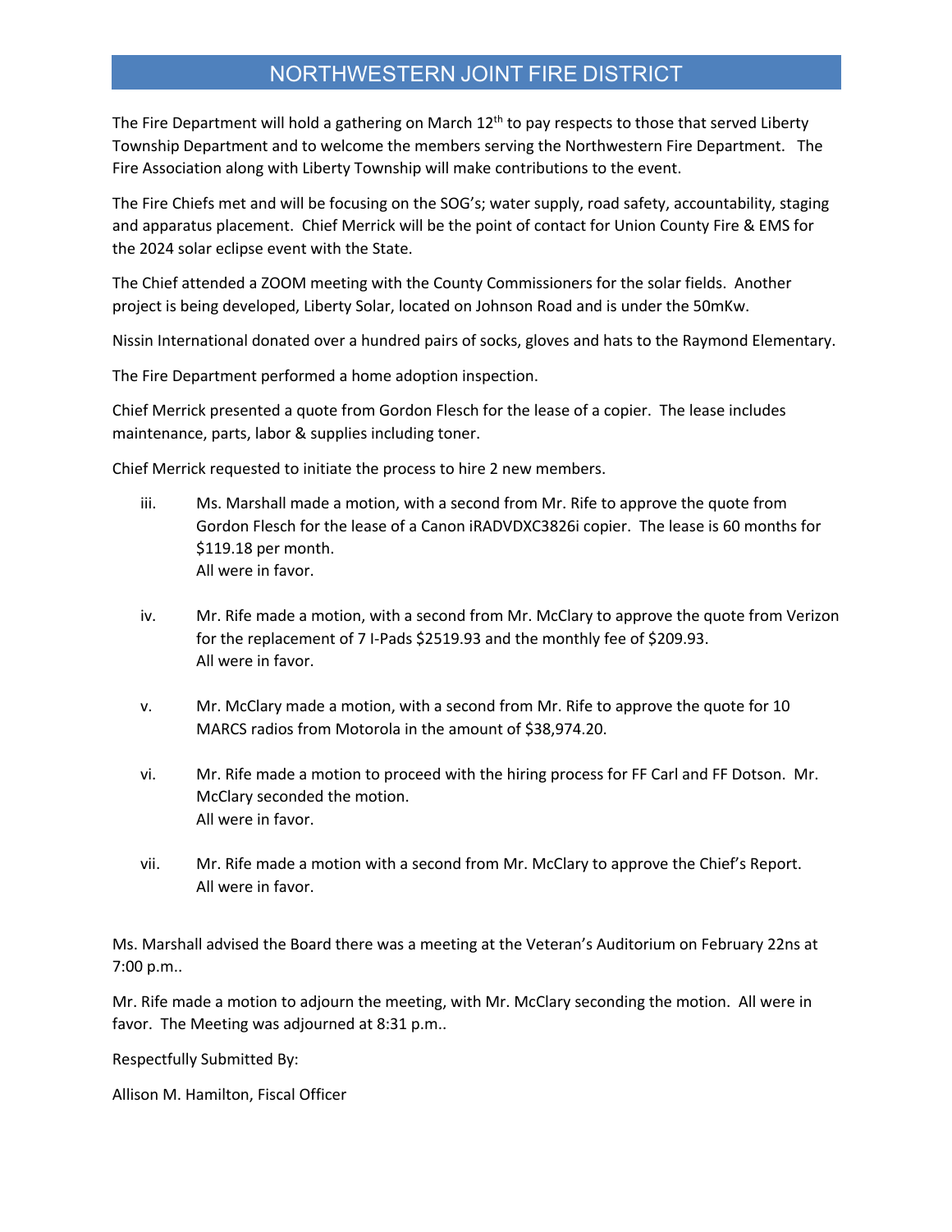# NORTHWESTERN JOINT FIRE DISTRICT

The Fire Department will hold a gathering on March 12th to pay respects to those that served Liberty Township Department and to welcome the members serving the Northwestern Fire Department. The Fire Association along with Liberty Township will make contributions to the event.

The Fire Chiefs met and will be focusing on the SOG's; water supply, road safety, accountability, staging and apparatus placement. Chief Merrick will be the point of contact for Union County Fire & EMS for the 2024 solar eclipse event with the State.

The Chief attended a ZOOM meeting with the County Commissioners for the solar fields. Another project is being developed, Liberty Solar, located on Johnson Road and is under the 50mKw.

Nissin International donated over a hundred pairs of socks, gloves and hats to the Raymond Elementary.

The Fire Department performed a home adoption inspection.

Chief Merrick presented a quote from Gordon Flesch for the lease of a copier. The lease includes maintenance, parts, labor & supplies including toner.

Chief Merrick requested to initiate the process to hire 2 new members.

iii. Ms. Marshall made a motion, with a second from Mr. Rife to approve the quote from Gordon Flesch for the lease of a Canon iRADVDXC3826i copier. The lease is 60 months for \$119.18 per month.
All were in favor.

iv. Mr. Rife made a motion, with a second from Mr. McClary to approve the quote from Verizon for the replacement of 7 I-Pads \$2519.93 and the monthly fee of \$209.93.
All were in favor.

v. Mr. McClary made a motion, with a second from Mr. Rife to approve the quote for 10 MARCS radios from Motorola in the amount of \$38,974.20.

vi. Mr. Rife made a motion to proceed with the hiring process for FF Carl and FF Dotson. Mr. McClary seconded the motion.
All were in favor.

vii. Mr. Rife made a motion with a second from Mr. McClary to approve the Chief's Report.
All were in favor.

Ms. Marshall advised the Board there was a meeting at the Veteran's Auditorium on February 22ns at 7:00 p.m..

Mr. Rife made a motion to adjourn the meeting, with Mr. McClary seconding the motion. All were in favor. The Meeting was adjourned at 8:31 p.m..

Respectfully Submitted By:

Allison M. Hamilton, Fiscal Officer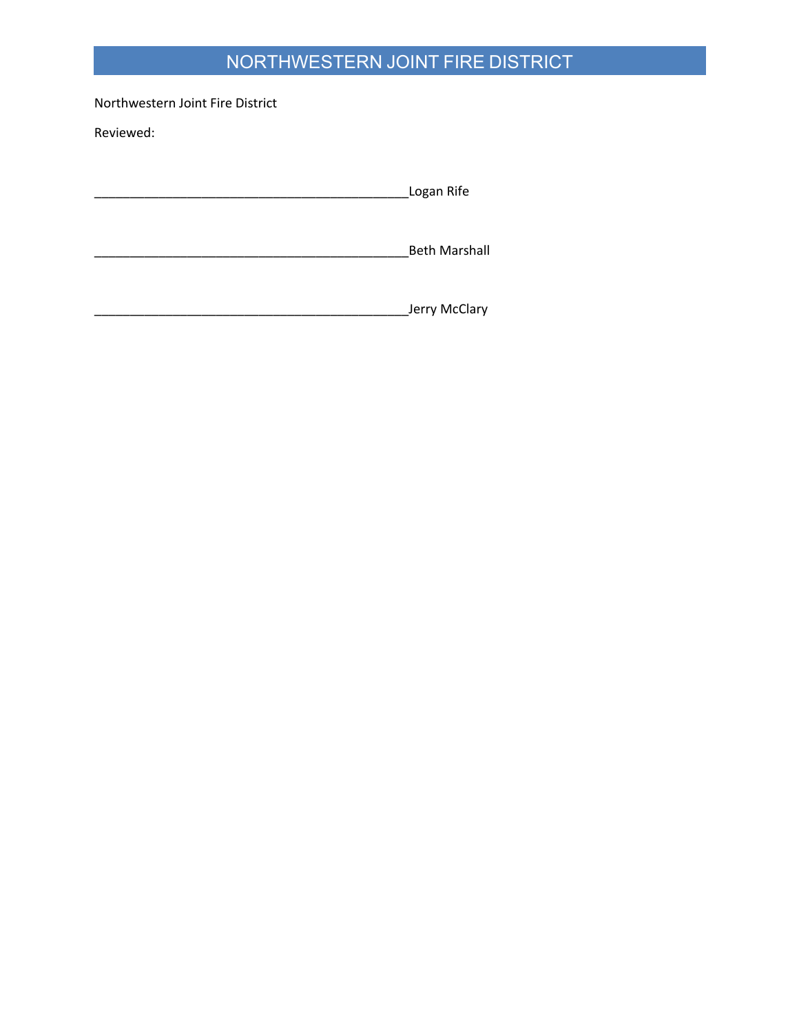Northwestern Joint Fire District

Reviewed:

____________________________________________Logan Rife

____________________________________________Beth Marshall

____________________________________________Jerry McClary